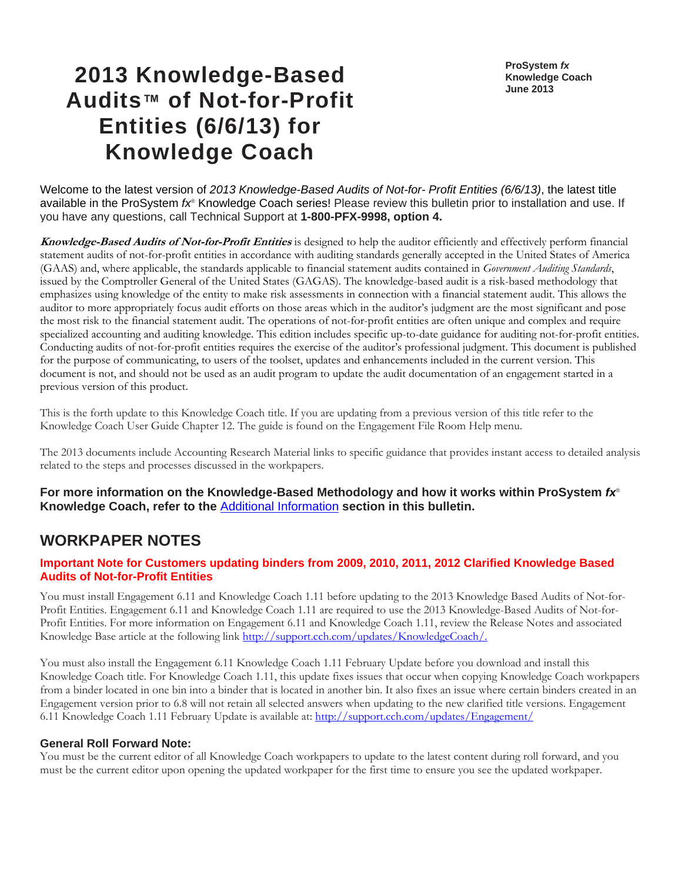# 2013 Knowledge-Based Audits™ of Not-for-Profit Entities (6/6/13) for Knowledge Coach

**ProSystem *fx***
**Knowledge Coach**
**June 2013**

Welcome to the latest version of *2013 Knowledge-Based Audits of Not-for- Profit Entities (6/6/13)*, the latest title available in the ProSystem *fx*® Knowledge Coach series! Please review this bulletin prior to installation and use. If you have any questions, call Technical Support at **1-800-PFX-9998, option 4.**

***Knowledge-Based Audits of Not-for-Profit Entities*** is designed to help the auditor efficiently and effectively perform financial statement audits of not-for-profit entities in accordance with auditing standards generally accepted in the United States of America (GAAS) and, where applicable, the standards applicable to financial statement audits contained in *Government Auditing Standards*, issued by the Comptroller General of the United States (GAGAS). The knowledge-based audit is a risk-based methodology that emphasizes using knowledge of the entity to make risk assessments in connection with a financial statement audit. This allows the auditor to more appropriately focus audit efforts on those areas which in the auditor's judgment are the most significant and pose the most risk to the financial statement audit. The operations of not-for-profit entities are often unique and complex and require specialized accounting and auditing knowledge. This edition includes specific up-to-date guidance for auditing not-for-profit entities. Conducting audits of not-for-profit entities requires the exercise of the auditor's professional judgment. This document is published for the purpose of communicating, to users of the toolset, updates and enhancements included in the current version. This document is not, and should not be used as an audit program to update the audit documentation of an engagement started in a previous version of this product.

This is the forth update to this Knowledge Coach title. If you are updating from a previous version of this title refer to the Knowledge Coach User Guide Chapter 12. The guide is found on the Engagement File Room Help menu.

The 2013 documents include Accounting Research Material links to specific guidance that provides instant access to detailed analysis related to the steps and processes discussed in the workpapers.

**For more information on the Knowledge-Based Methodology and how it works within ProSystem *fx*® Knowledge Coach, refer to the Additional Information section in this bulletin.**

## WORKPAPER NOTES

### Important Note for Customers updating binders from 2009, 2010, 2011, 2012 Clarified Knowledge Based Audits of Not-for-Profit Entities

You must install Engagement 6.11 and Knowledge Coach 1.11 before updating to the 2013 Knowledge Based Audits of Not-for-Profit Entities. Engagement 6.11 and Knowledge Coach 1.11 are required to use the 2013 Knowledge-Based Audits of Not-for-Profit Entities. For more information on Engagement 6.11 and Knowledge Coach 1.11, review the Release Notes and associated Knowledge Base article at the following link http://support.cch.com/updates/KnowledgeCoach/.

You must also install the Engagement 6.11 Knowledge Coach 1.11 February Update before you download and install this Knowledge Coach title. For Knowledge Coach 1.11, this update fixes issues that occur when copying Knowledge Coach workpapers from a binder located in one bin into a binder that is located in another bin. It also fixes an issue where certain binders created in an Engagement version prior to 6.8 will not retain all selected answers when updating to the new clarified title versions. Engagement 6.11 Knowledge Coach 1.11 February Update is available at: http://support.cch.com/updates/Engagement/

### General Roll Forward Note:

You must be the current editor of all Knowledge Coach workpapers to update to the latest content during roll forward, and you must be the current editor upon opening the updated workpaper for the first time to ensure you see the updated workpaper.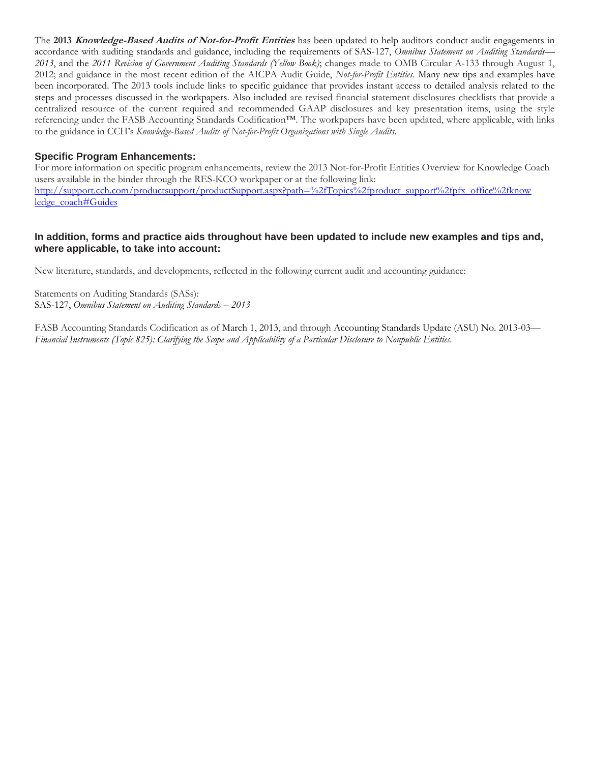The **2013 *Knowledge-Based Audits of Not-for-Profit Entities*** has been updated to help auditors conduct audit engagements in accordance with auditing standards and guidance, including the requirements of SAS-127, *Omnibus Statement on Auditing Standards—2013*, and the *2011 Revision of Government Auditing Standards (Yellow Book)*; changes made to OMB Circular A-133 through August 1, 2012; and guidance in the most recent edition of the AICPA Audit Guide, *Not-for-Profit Entities*. Many new tips and examples have been incorporated. The 2013 tools include links to specific guidance that provides instant access to detailed analysis related to the steps and processes discussed in the workpapers. Also included are revised financial statement disclosures checklists that provide a centralized resource of the current required and recommended GAAP disclosures and key presentation items, using the style referencing under the FASB Accounting Standards Codification™. The workpapers have been updated, where applicable, with links to the guidance in CCH's *Knowledge-Based Audits of Not-for-Profit Organizations with Single Audits*.

### Specific Program Enhancements:

For more information on specific program enhancements, review the 2013 Not-for-Profit Entities Overview for Knowledge Coach users available in the binder through the RES-KCO workpaper or at the following link: [http://support.cch.com/productsupport/productSupport.aspx?path=%2fTopics%2fproduct_support%2fpfx_office%2fknowledge_coach#Guides](http://support.cch.com/productsupport/productSupport.aspx?path=%2fTopics%2fproduct_support%2fpfx_office%2fknowledge_coach#Guides)

### In addition, forms and practice aids throughout have been updated to include new examples and tips and, where applicable, to take into account:

New literature, standards, and developments, reflected in the following current audit and accounting guidance:

Statements on Auditing Standards (SASs):
SAS-127, *Omnibus Statement on Auditing Standards – 2013*

FASB Accounting Standards Codification as of March 1, 2013, and through Accounting Standards Update (ASU) No. 2013-03—*Financial Instruments (Topic 825): Clarifying the Scope and Applicability of a Particular Disclosure to Nonpublic Entities.*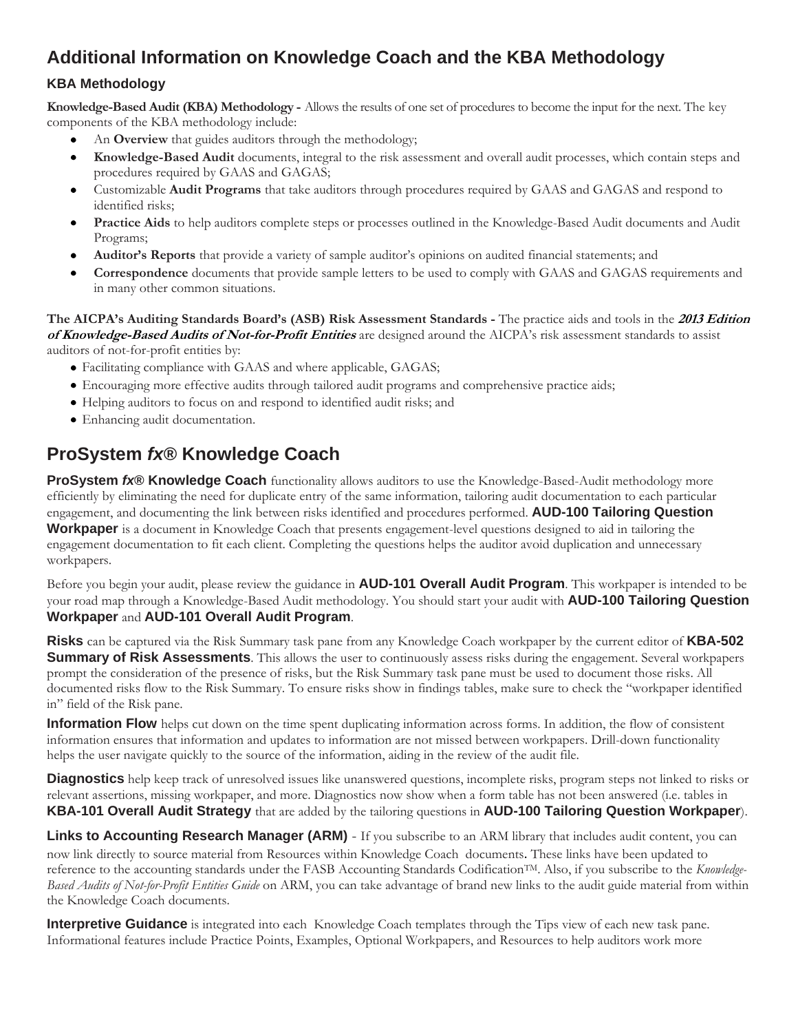## Additional Information on Knowledge Coach and the KBA Methodology

### KBA Methodology

**Knowledge-Based Audit (KBA) Methodology -** Allows the results of one set of procedures to become the input for the next. The key components of the KBA methodology include:

- An **Overview** that guides auditors through the methodology;
- **Knowledge-Based Audit** documents, integral to the risk assessment and overall audit processes, which contain steps and procedures required by GAAS and GAGAS;
- Customizable **Audit Programs** that take auditors through procedures required by GAAS and GAGAS and respond to identified risks;
- **Practice Aids** to help auditors complete steps or processes outlined in the Knowledge-Based Audit documents and Audit Programs;
- **Auditor's Reports** that provide a variety of sample auditor's opinions on audited financial statements; and
- **Correspondence** documents that provide sample letters to be used to comply with GAAS and GAGAS requirements and in many other common situations.

**The AICPA's Auditing Standards Board's (ASB) Risk Assessment Standards -** The practice aids and tools in the ***2013 Edition of Knowledge-Based Audits of Not-for-Profit Entities*** are designed around the AICPA's risk assessment standards to assist auditors of not-for-profit entities by:

- Facilitating compliance with GAAS and where applicable, GAGAS;
- Encouraging more effective audits through tailored audit programs and comprehensive practice aids;
- Helping auditors to focus on and respond to identified audit risks; and
- Enhancing audit documentation.

## ProSystem *fx*® Knowledge Coach

**ProSystem *fx*® Knowledge Coach** functionality allows auditors to use the Knowledge-Based-Audit methodology more efficiently by eliminating the need for duplicate entry of the same information, tailoring audit documentation to each particular engagement, and documenting the link between risks identified and procedures performed. **AUD-100 Tailoring Question Workpaper** is a document in Knowledge Coach that presents engagement-level questions designed to aid in tailoring the engagement documentation to fit each client. Completing the questions helps the auditor avoid duplication and unnecessary workpapers.

Before you begin your audit, please review the guidance in **AUD-101 Overall Audit Program**. This workpaper is intended to be your road map through a Knowledge-Based Audit methodology. You should start your audit with **AUD-100 Tailoring Question Workpaper** and **AUD-101 Overall Audit Program**.

**Risks** can be captured via the Risk Summary task pane from any Knowledge Coach workpaper by the current editor of **KBA-502 Summary of Risk Assessments**. This allows the user to continuously assess risks during the engagement. Several workpapers prompt the consideration of the presence of risks, but the Risk Summary task pane must be used to document those risks. All documented risks flow to the Risk Summary. To ensure risks show in findings tables, make sure to check the "workpaper identified in" field of the Risk pane.

**Information Flow** helps cut down on the time spent duplicating information across forms. In addition, the flow of consistent information ensures that information and updates to information are not missed between workpapers. Drill-down functionality helps the user navigate quickly to the source of the information, aiding in the review of the audit file.

**Diagnostics** help keep track of unresolved issues like unanswered questions, incomplete risks, program steps not linked to risks or relevant assertions, missing workpaper, and more. Diagnostics now show when a form table has not been answered (i.e. tables in **KBA-101 Overall Audit Strategy** that are added by the tailoring questions in **AUD-100 Tailoring Question Workpaper**).

**Links to Accounting Research Manager (ARM)** - If you subscribe to an ARM library that includes audit content, you can now link directly to source material from Resources within Knowledge Coach documents. These links have been updated to reference to the accounting standards under the FASB Accounting Standards Codification™. Also, if you subscribe to the *Knowledge-Based Audits of Not-for-Profit Entities Guide* on ARM, you can take advantage of brand new links to the audit guide material from within the Knowledge Coach documents.

**Interpretive Guidance** is integrated into each Knowledge Coach templates through the Tips view of each new task pane. Informational features include Practice Points, Examples, Optional Workpapers, and Resources to help auditors work more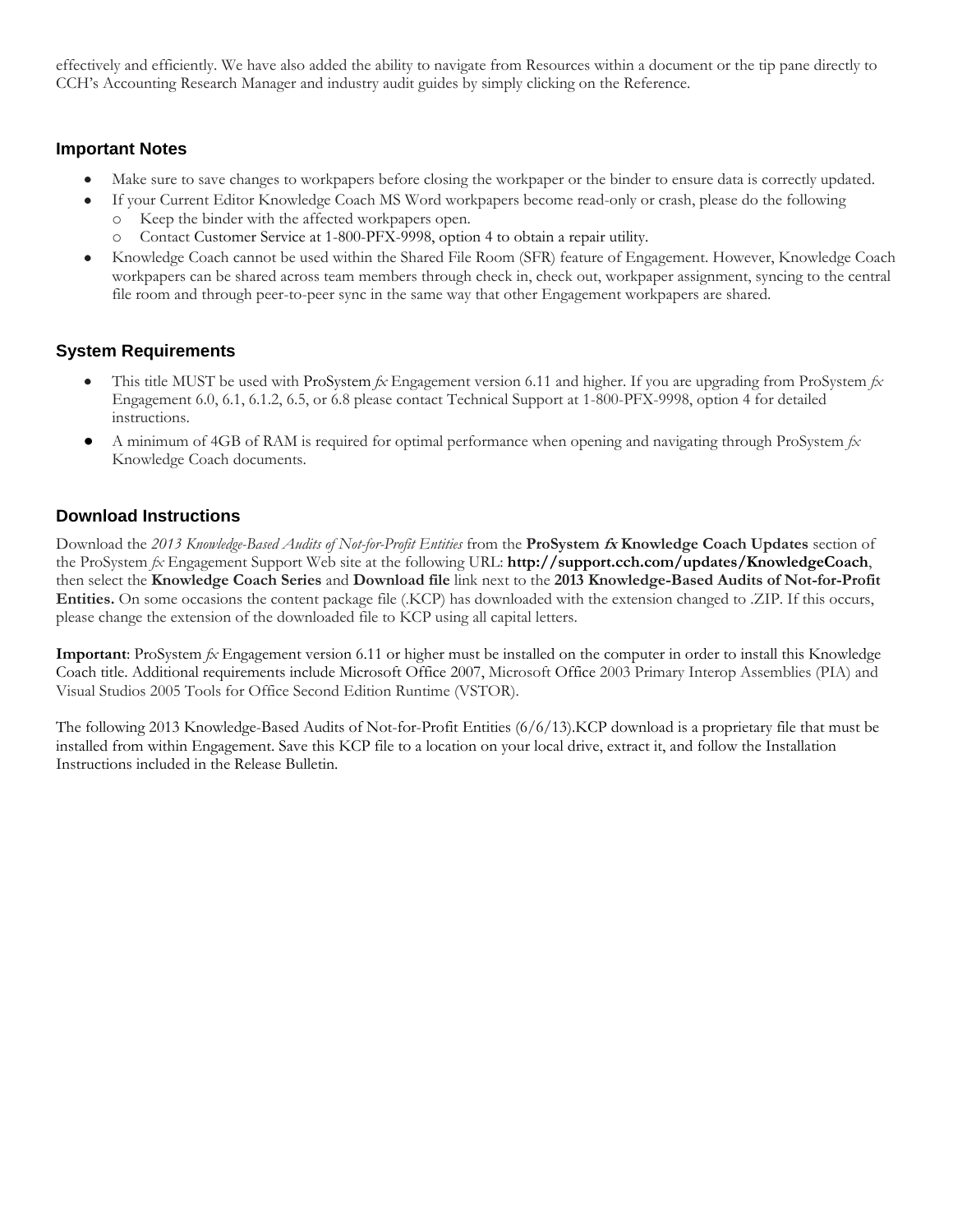effectively and efficiently. We have also added the ability to navigate from Resources within a document or the tip pane directly to CCH's Accounting Research Manager and industry audit guides by simply clicking on the Reference.

### Important Notes

- Make sure to save changes to workpapers before closing the workpaper or the binder to ensure data is correctly updated.
- If your Current Editor Knowledge Coach MS Word workpapers become read-only or crash, please do the following
  - Keep the binder with the affected workpapers open.
  - Contact Customer Service at 1-800-PFX-9998, option 4 to obtain a repair utility.
- Knowledge Coach cannot be used within the Shared File Room (SFR) feature of Engagement. However, Knowledge Coach workpapers can be shared across team members through check in, check out, workpaper assignment, syncing to the central file room and through peer-to-peer sync in the same way that other Engagement workpapers are shared.

### System Requirements

- This title MUST be used with ProSystem *fx* Engagement version 6.11 and higher. If you are upgrading from ProSystem *fx* Engagement 6.0, 6.1, 6.1.2, 6.5, or 6.8 please contact Technical Support at 1-800-PFX-9998, option 4 for detailed instructions.
- A minimum of 4GB of RAM is required for optimal performance when opening and navigating through ProSystem *fx* Knowledge Coach documents.

### Download Instructions

Download the *2013 Knowledge-Based Audits of Not-for-Profit Entities* from the **ProSystem *fx* Knowledge Coach Updates** section of the ProSystem *fx* Engagement Support Web site at the following URL: **http://support.cch.com/updates/KnowledgeCoach**, then select the **Knowledge Coach Series** and **Download file** link next to the **2013 Knowledge-Based Audits of Not-for-Profit Entities.** On some occasions the content package file (.KCP) has downloaded with the extension changed to .ZIP. If this occurs, please change the extension of the downloaded file to KCP using all capital letters.

**Important**: ProSystem *fx* Engagement version 6.11 or higher must be installed on the computer in order to install this Knowledge Coach title. Additional requirements include Microsoft Office 2007, Microsoft Office 2003 Primary Interop Assemblies (PIA) and Visual Studios 2005 Tools for Office Second Edition Runtime (VSTOR).

The following 2013 Knowledge-Based Audits of Not-for-Profit Entities (6/6/13).KCP download is a proprietary file that must be installed from within Engagement. Save this KCP file to a location on your local drive, extract it, and follow the Installation Instructions included in the Release Bulletin.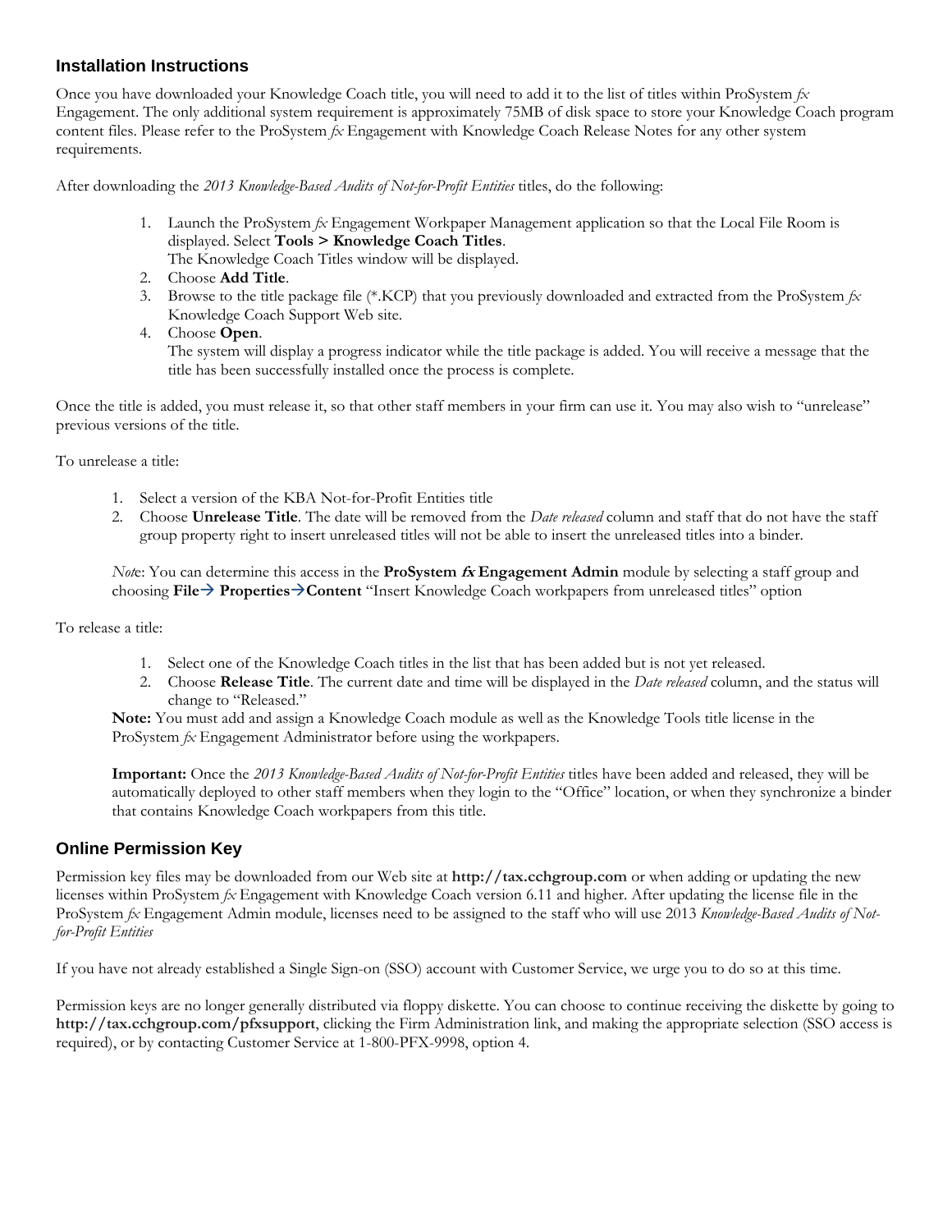## Installation Instructions

Once you have downloaded your Knowledge Coach title, you will need to add it to the list of titles within ProSystem *fx* Engagement. The only additional system requirement is approximately 75MB of disk space to store your Knowledge Coach program content files. Please refer to the ProSystem *fx* Engagement with Knowledge Coach Release Notes for any other system requirements.

After downloading the *2013 Knowledge-Based Audits of Not-for-Profit Entities* titles, do the following:

1. Launch the ProSystem *fx* Engagement Workpaper Management application so that the Local File Room is displayed. Select **Tools > Knowledge Coach Titles**.
   The Knowledge Coach Titles window will be displayed.
2. Choose **Add Title**.
3. Browse to the title package file (*.KCP) that you previously downloaded and extracted from the ProSystem *fx* Knowledge Coach Support Web site.
4. Choose **Open**.
   The system will display a progress indicator while the title package is added. You will receive a message that the title has been successfully installed once the process is complete.

Once the title is added, you must release it, so that other staff members in your firm can use it. You may also wish to "unrelease" previous versions of the title.

To unrelease a title:

1. Select a version of the KBA Not-for-Profit Entities title
2. Choose **Unrelease Title**. The date will be removed from the *Date released* column and staff that do not have the staff group property right to insert unreleased titles will not be able to insert the unreleased titles into a binder.

*Not*e: You can determine this access in the **ProSystem *fx* Engagement Admin** module by selecting a staff group and choosing **File→ Properties→Content** "Insert Knowledge Coach workpapers from unreleased titles" option

To release a title:

1. Select one of the Knowledge Coach titles in the list that has been added but is not yet released.
2. Choose **Release Title**. The current date and time will be displayed in the *Date released* column, and the status will change to "Released."

**Note:** You must add and assign a Knowledge Coach module as well as the Knowledge Tools title license in the ProSystem *fx* Engagement Administrator before using the workpapers.

**Important:** Once the *2013 Knowledge-Based Audits of Not-for-Profit Entities* titles have been added and released, they will be automatically deployed to other staff members when they login to the "Office" location, or when they synchronize a binder that contains Knowledge Coach workpapers from this title.

## Online Permission Key

Permission key files may be downloaded from our Web site at **http://tax.cchgroup.com** or when adding or updating the new licenses within ProSystem *fx* Engagement with Knowledge Coach version 6.11 and higher. After updating the license file in the ProSystem *fx* Engagement Admin module, licenses need to be assigned to the staff who will use 2013 *Knowledge-Based Audits of Not-for-Profit Entities*

If you have not already established a Single Sign-on (SSO) account with Customer Service, we urge you to do so at this time.

Permission keys are no longer generally distributed via floppy diskette. You can choose to continue receiving the diskette by going to **http://tax.cchgroup.com/pfxsupport**, clicking the Firm Administration link, and making the appropriate selection (SSO access is required), or by contacting Customer Service at 1-800-PFX-9998, option 4.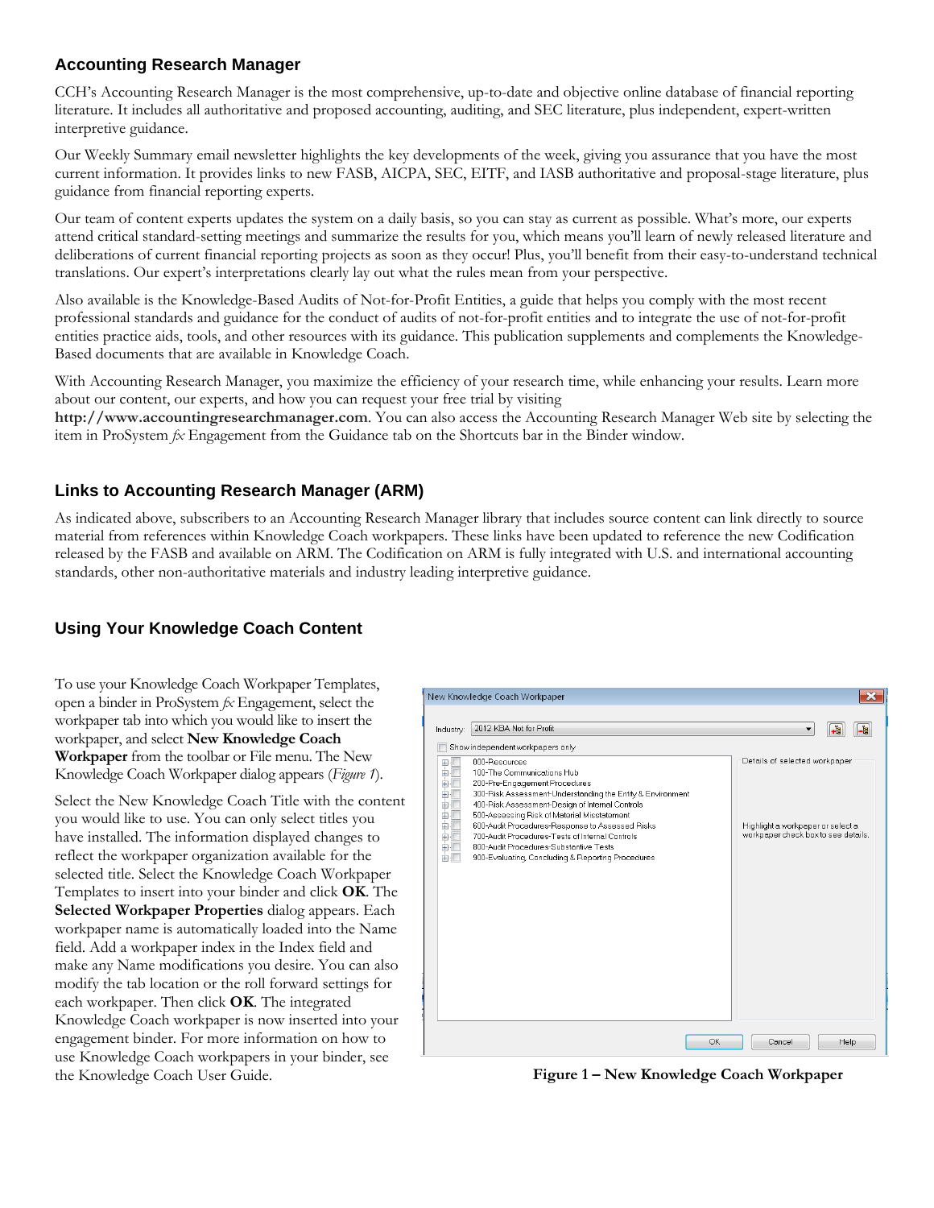### Accounting Research Manager

CCH's Accounting Research Manager is the most comprehensive, up-to-date and objective online database of financial reporting literature. It includes all authoritative and proposed accounting, auditing, and SEC literature, plus independent, expert-written interpretive guidance.

Our Weekly Summary email newsletter highlights the key developments of the week, giving you assurance that you have the most current information. It provides links to new FASB, AICPA, SEC, EITF, and IASB authoritative and proposal-stage literature, plus guidance from financial reporting experts.

Our team of content experts updates the system on a daily basis, so you can stay as current as possible. What's more, our experts attend critical standard-setting meetings and summarize the results for you, which means you'll learn of newly released literature and deliberations of current financial reporting projects as soon as they occur! Plus, you'll benefit from their easy-to-understand technical translations. Our expert's interpretations clearly lay out what the rules mean from your perspective.

Also available is the Knowledge-Based Audits of Not-for-Profit Entities, a guide that helps you comply with the most recent professional standards and guidance for the conduct of audits of not-for-profit entities and to integrate the use of not-for-profit entities practice aids, tools, and other resources with its guidance. This publication supplements and complements the Knowledge-Based documents that are available in Knowledge Coach.

With Accounting Research Manager, you maximize the efficiency of your research time, while enhancing your results. Learn more about our content, our experts, and how you can request your free trial by visiting **http://www.accountingresearchmanager.com**. You can also access the Accounting Research Manager Web site by selecting the item in ProSystem *fx* Engagement from the Guidance tab on the Shortcuts bar in the Binder window.

### Links to Accounting Research Manager (ARM)

As indicated above, subscribers to an Accounting Research Manager library that includes source content can link directly to source material from references within Knowledge Coach workpapers. These links have been updated to reference the new Codification released by the FASB and available on ARM. The Codification on ARM is fully integrated with U.S. and international accounting standards, other non-authoritative materials and industry leading interpretive guidance.

### Using Your Knowledge Coach Content

To use your Knowledge Coach Workpaper Templates, open a binder in ProSystem *fx* Engagement, select the workpaper tab into which you would like to insert the workpaper, and select **New Knowledge Coach Workpaper** from the toolbar or File menu. The New Knowledge Coach Workpaper dialog appears (*Figure 1*).

Select the New Knowledge Coach Title with the content you would like to use. You can only select titles you have installed. The information displayed changes to reflect the workpaper organization available for the selected title. Select the Knowledge Coach Workpaper Templates to insert into your binder and click **OK**. The **Selected Workpaper Properties** dialog appears. Each workpaper name is automatically loaded into the Name field. Add a workpaper index in the Index field and make any Name modifications you desire. You can also modify the tab location or the roll forward settings for each workpaper. Then click **OK**. The integrated Knowledge Coach workpaper is now inserted into your engagement binder. For more information on how to use Knowledge Coach workpapers in your binder, see the Knowledge Coach User Guide.

New Knowledge Coach Workpaper

Industry: 2012 KBA Not for Profit

Show independent workpapers only

000-Resources
100-The Communications Hub
200-Pre-Engagement Procedures
300-Risk Assessment-Understanding the Entity & Environment
400-Risk Assessment-Design of Internal Controls
500-Assessing Risk of Material Misstatement
600-Audit Procedures-Response to Assessed Risks
700-Audit Procedures-Tests of Internal Controls
800-Audit Procedures-Substantive Tests
900-Evaluating, Concluding & Reporting Procedures

Details of selected workpaper

Highlight a workpaper or select a workpaper check box to see details.

OK Cancel Help

**Figure 1 – New Knowledge Coach Workpaper**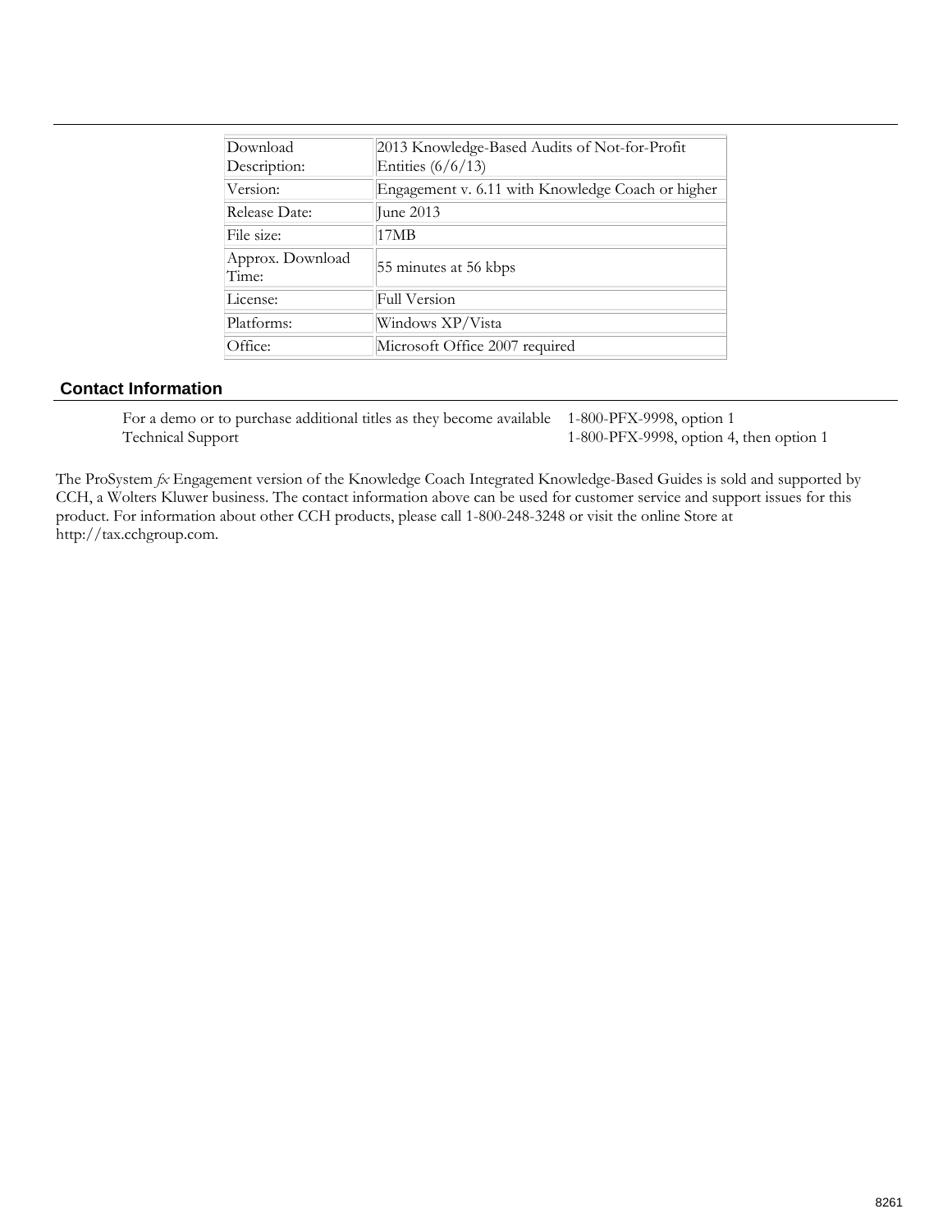| | |
|---|---|
| Download Description: | 2013 Knowledge-Based Audits of Not-for-Profit Entities (6/6/13) |
| Version: | Engagement v. 6.11 with Knowledge Coach or higher |
| Release Date: | June 2013 |
| File size: | 17MB |
| Approx. Download Time: | 55 minutes at 56 kbps |
| License: | Full Version |
| Platforms: | Windows XP/Vista |
| Office: | Microsoft Office 2007 required |

## Contact Information

| | |
|---|---|
| For a demo or to purchase additional titles as they become available | 1-800-PFX-9998, option 1 |
| Technical Support | 1-800-PFX-9998, option 4, then option 1 |

The ProSystem *fx* Engagement version of the Knowledge Coach Integrated Knowledge-Based Guides is sold and supported by CCH, a Wolters Kluwer business. The contact information above can be used for customer service and support issues for this product. For information about other CCH products, please call 1-800-248-3248 or visit the online Store at http://tax.cchgroup.com.